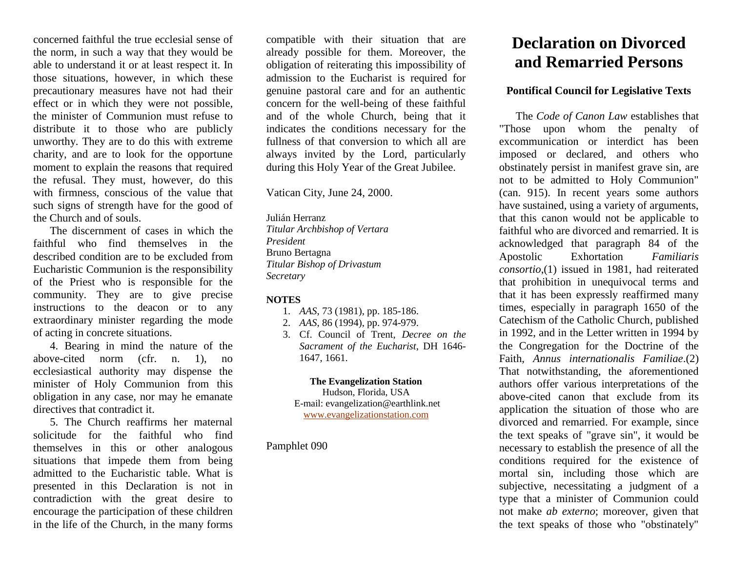concerned faithful the true ecclesial sense of the norm, in such a way that they would be able to understand it or at least respect it. In those situations, however, in which these precautionary measures have not had their effect or in which they were not possible, the minister of Communion must refuse to distribute it to those who are publicly unworthy. They are to do this with extreme charity, and are to look for the opportune moment to explain the reasons that required the refusal. They must, however, do this with firmness, conscious of the value that such signs of strength have for the good of the Church and of souls.

The discernment of cases in which the faithful who find themselves in the described condition are to be excluded from Eucharistic Communion is the responsibility of the Priest who is responsible for the community. They are to give precise instructions to the deacon or to any extraordinary minister regarding the mode of acting in concrete situations.

4. Bearing in mind the nature of the above-cited norm (cfr. n. 1), no ecclesiastical authority may dispense the minister of Holy Communion from this obligation in any case, nor may he emanate directives that contradict it.

5. The Church reaffirms her maternal solicitude for the faithful who find themselves in this or other analogous situations that impede them from being admitted to the Eucharistic table. What is presented in this Declaration is not in contradiction with the great desire to encourage the participation of these children in the life of the Church, in the many forms compatible with their situation that are already possible for them. Moreover, the obligation of reiterating this impossibility of admission to the Eucharist is required for genuine pastoral care and for an authentic concern for the well-being of these faithful and of the whole Church, being that it indicates the conditions necessary for the fullness of that conversion to which all are always invited by the Lord, particularly during this Holy Year of the Great Jubilee.

Vatican City, June 24, 2000.

Julián Herranz  
*Titular Archbishop of Vertara*  
*President*  
Bruno Bertagna  
*Titular Bishop of Drivastum*  
*Secretary*

**NOTES**

1. *AAS*, 73 (1981), pp. 185-186.
2. *AAS*, 86 (1994), pp. 974-979.
3. Cf. Council of Trent, *Decree on the Sacrament of the Eucharist*, DH 1646-1647, 1661.

**The Evangelization Station**  
Hudson, Florida, USA  
E-mail: evangelization@earthlink.net  
www.evangelizationstation.com

Pamphlet 090

# Declaration on Divorced and Remarried Persons

**Pontifical Council for Legislative Texts**

The *Code of Canon Law* establishes that "Those upon whom the penalty of excommunication or interdict has been imposed or declared, and others who obstinately persist in manifest grave sin, are not to be admitted to Holy Communion" (can. 915). In recent years some authors have sustained, using a variety of arguments, that this canon would not be applicable to faithful who are divorced and remarried. It is acknowledged that paragraph 84 of the Apostolic Exhortation *Familiaris consortio*,(1) issued in 1981, had reiterated that prohibition in unequivocal terms and that it has been expressly reaffirmed many times, especially in paragraph 1650 of the Catechism of the Catholic Church, published in 1992, and in the Letter written in 1994 by the Congregation for the Doctrine of the Faith, *Annus internationalis Familiae*.(2) That notwithstanding, the aforementioned authors offer various interpretations of the above-cited canon that exclude from its application the situation of those who are divorced and remarried. For example, since the text speaks of "grave sin", it would be necessary to establish the presence of all the conditions required for the existence of mortal sin, including those which are subjective, necessitating a judgment of a type that a minister of Communion could not make *ab externo*; moreover, given that the text speaks of those who "obstinately"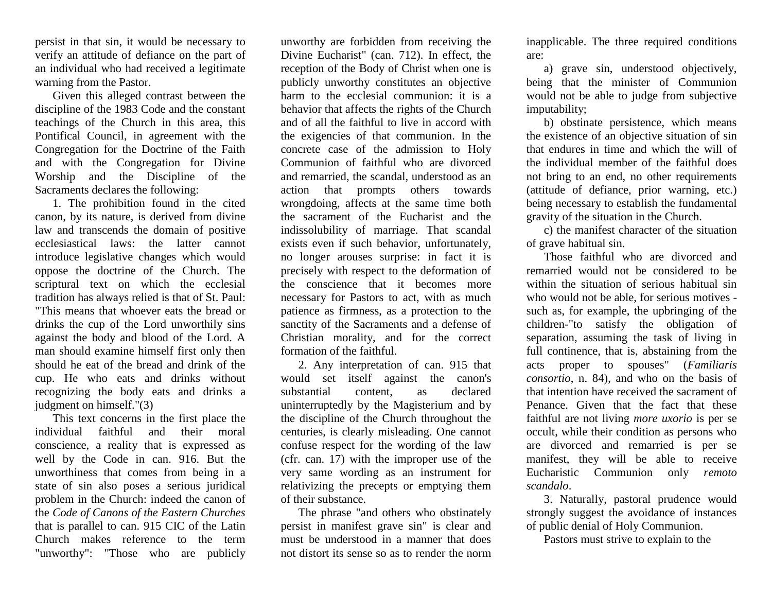persist in that sin, it would be necessary to verify an attitude of defiance on the part of an individual who had received a legitimate warning from the Pastor.

Given this alleged contrast between the discipline of the 1983 Code and the constant teachings of the Church in this area, this Pontifical Council, in agreement with the Congregation for the Doctrine of the Faith and with the Congregation for Divine Worship and the Discipline of the Sacraments declares the following:

1. The prohibition found in the cited canon, by its nature, is derived from divine law and transcends the domain of positive ecclesiastical laws: the latter cannot introduce legislative changes which would oppose the doctrine of the Church. The scriptural text on which the ecclesial tradition has always relied is that of St. Paul: "This means that whoever eats the bread or drinks the cup of the Lord unworthily sins against the body and blood of the Lord. A man should examine himself first only then should he eat of the bread and drink of the cup. He who eats and drinks without recognizing the body eats and drinks a judgment on himself."(3)

This text concerns in the first place the individual faithful and their moral conscience, a reality that is expressed as well by the Code in can. 916. But the unworthiness that comes from being in a state of sin also poses a serious juridical problem in the Church: indeed the canon of the *Code of Canons of the Eastern Churches* that is parallel to can. 915 CIC of the Latin Church makes reference to the term "unworthy": "Those who are publicly unworthy are forbidden from receiving the Divine Eucharist" (can. 712). In effect, the reception of the Body of Christ when one is publicly unworthy constitutes an objective harm to the ecclesial communion: it is a behavior that affects the rights of the Church and of all the faithful to live in accord with the exigencies of that communion. In the concrete case of the admission to Holy Communion of faithful who are divorced and remarried, the scandal, understood as an action that prompts others towards wrongdoing, affects at the same time both the sacrament of the Eucharist and the indissolubility of marriage. That scandal exists even if such behavior, unfortunately, no longer arouses surprise: in fact it is precisely with respect to the deformation of the conscience that it becomes more necessary for Pastors to act, with as much patience as firmness, as a protection to the sanctity of the Sacraments and a defense of Christian morality, and for the correct formation of the faithful.

2. Any interpretation of can. 915 that would set itself against the canon's substantial content, as declared uninterruptedly by the Magisterium and by the discipline of the Church throughout the centuries, is clearly misleading. One cannot confuse respect for the wording of the law (cfr. can. 17) with the improper use of the very same wording as an instrument for relativizing the precepts or emptying them of their substance.

The phrase "and others who obstinately persist in manifest grave sin" is clear and must be understood in a manner that does not distort its sense so as to render the norm inapplicable. The three required conditions are:

a) grave sin, understood objectively, being that the minister of Communion would not be able to judge from subjective imputability;

b) obstinate persistence, which means the existence of an objective situation of sin that endures in time and which the will of the individual member of the faithful does not bring to an end, no other requirements (attitude of defiance, prior warning, etc.) being necessary to establish the fundamental gravity of the situation in the Church.

c) the manifest character of the situation of grave habitual sin.

Those faithful who are divorced and remarried would not be considered to be within the situation of serious habitual sin who would not be able, for serious motives - such as, for example, the upbringing of the children-"to satisfy the obligation of separation, assuming the task of living in full continence, that is, abstaining from the acts proper to spouses" (*Familiaris consortio*, n. 84), and who on the basis of that intention have received the sacrament of Penance. Given that the fact that these faithful are not living *more uxorio* is per se occult, while their condition as persons who are divorced and remarried is per se manifest, they will be able to receive Eucharistic Communion only *remoto scandalo*.

3. Naturally, pastoral prudence would strongly suggest the avoidance of instances of public denial of Holy Communion.

Pastors must strive to explain to the